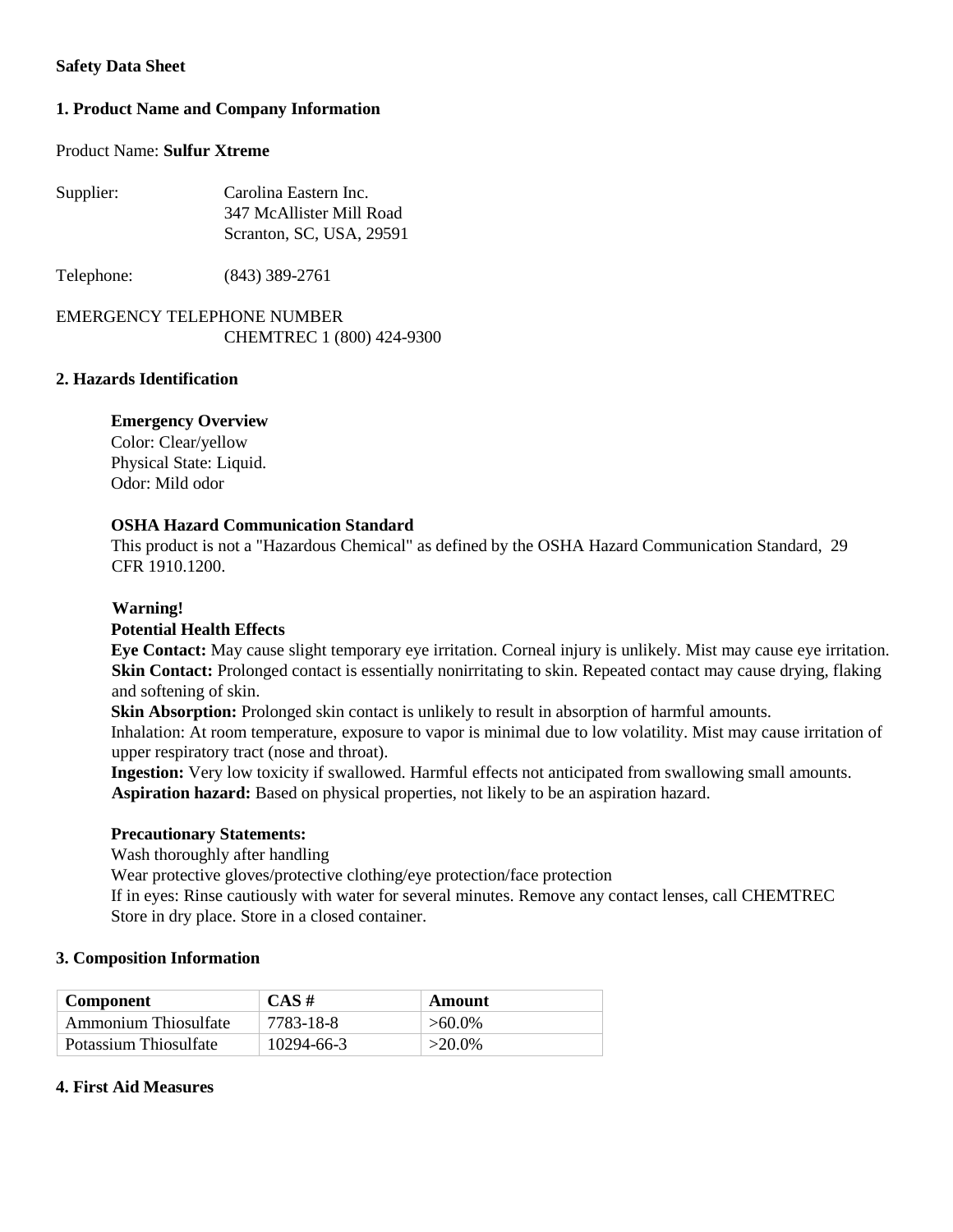**Safety Data Sheet**

## 1. Product Name and Company Information

Product Name: **Sulfur Xtreme**

Supplier: Carolina Eastern Inc.
347 McAllister Mill Road
Scranton, SC, USA, 29591

Telephone: (843) 389-2761

EMERGENCY TELEPHONE NUMBER
CHEMTREC 1 (800) 424-9300

## 2. Hazards Identification

**Emergency Overview**
Color: Clear/yellow
Physical State: Liquid.
Odor: Mild odor

**OSHA Hazard Communication Standard**
This product is not a "Hazardous Chemical" as defined by the OSHA Hazard Communication Standard, 29 CFR 1910.1200.

**Warning!**
**Potential Health Effects**
**Eye Contact:** May cause slight temporary eye irritation. Corneal injury is unlikely. Mist may cause eye irritation.
**Skin Contact:** Prolonged contact is essentially nonirritating to skin. Repeated contact may cause drying, flaking and softening of skin.
**Skin Absorption:** Prolonged skin contact is unlikely to result in absorption of harmful amounts.
Inhalation: At room temperature, exposure to vapor is minimal due to low volatility. Mist may cause irritation of upper respiratory tract (nose and throat).
**Ingestion:** Very low toxicity if swallowed. Harmful effects not anticipated from swallowing small amounts.
**Aspiration hazard:** Based on physical properties, not likely to be an aspiration hazard.

**Precautionary Statements:**
Wash thoroughly after handling
Wear protective gloves/protective clothing/eye protection/face protection
If in eyes: Rinse cautiously with water for several minutes. Remove any contact lenses, call CHEMTREC
Store in dry place. Store in a closed container.

## 3. Composition Information

| Component | CAS # | Amount |
|---|---|---|
| Ammonium Thiosulfate | 7783-18-8 | >60.0% |
| Potassium Thiosulfate | 10294-66-3 | >20.0% |

## 4. First Aid Measures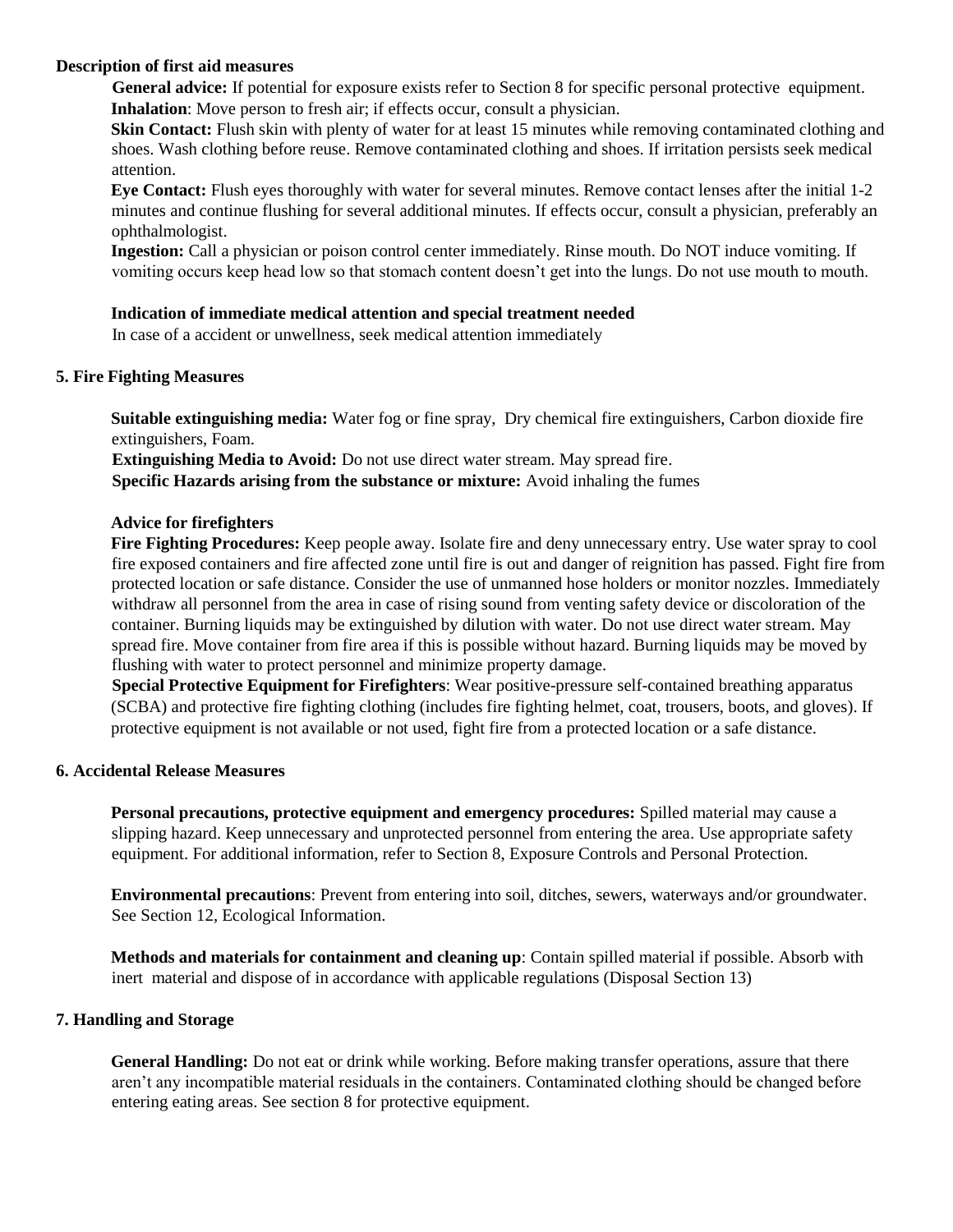### Description of first aid measures

**General advice:** If potential for exposure exists refer to Section 8 for specific personal protective equipment.

**Inhalation**: Move person to fresh air; if effects occur, consult a physician.

**Skin Contact:** Flush skin with plenty of water for at least 15 minutes while removing contaminated clothing and shoes. Wash clothing before reuse. Remove contaminated clothing and shoes. If irritation persists seek medical attention.

**Eye Contact:** Flush eyes thoroughly with water for several minutes. Remove contact lenses after the initial 1-2 minutes and continue flushing for several additional minutes. If effects occur, consult a physician, preferably an ophthalmologist.

**Ingestion:** Call a physician or poison control center immediately. Rinse mouth. Do NOT induce vomiting. If vomiting occurs keep head low so that stomach content doesn't get into the lungs. Do not use mouth to mouth.

**Indication of immediate medical attention and special treatment needed**

In case of a accident or unwellness, seek medical attention immediately

## 5. Fire Fighting Measures

**Suitable extinguishing media:** Water fog or fine spray, Dry chemical fire extinguishers, Carbon dioxide fire extinguishers, Foam.

**Extinguishing Media to Avoid:** Do not use direct water stream. May spread fire.

**Specific Hazards arising from the substance or mixture:** Avoid inhaling the fumes

**Advice for firefighters**

**Fire Fighting Procedures:** Keep people away. Isolate fire and deny unnecessary entry. Use water spray to cool fire exposed containers and fire affected zone until fire is out and danger of reignition has passed. Fight fire from protected location or safe distance. Consider the use of unmanned hose holders or monitor nozzles. Immediately withdraw all personnel from the area in case of rising sound from venting safety device or discoloration of the container. Burning liquids may be extinguished by dilution with water. Do not use direct water stream. May spread fire. Move container from fire area if this is possible without hazard. Burning liquids may be moved by flushing with water to protect personnel and minimize property damage.

**Special Protective Equipment for Firefighters**: Wear positive-pressure self-contained breathing apparatus (SCBA) and protective fire fighting clothing (includes fire fighting helmet, coat, trousers, boots, and gloves). If protective equipment is not available or not used, fight fire from a protected location or a safe distance.

## 6. Accidental Release Measures

**Personal precautions, protective equipment and emergency procedures:** Spilled material may cause a slipping hazard. Keep unnecessary and unprotected personnel from entering the area. Use appropriate safety equipment. For additional information, refer to Section 8, Exposure Controls and Personal Protection.

**Environmental precautions**: Prevent from entering into soil, ditches, sewers, waterways and/or groundwater. See Section 12, Ecological Information.

**Methods and materials for containment and cleaning up**: Contain spilled material if possible. Absorb with inert material and dispose of in accordance with applicable regulations (Disposal Section 13)

## 7. Handling and Storage

**General Handling:** Do not eat or drink while working. Before making transfer operations, assure that there aren't any incompatible material residuals in the containers. Contaminated clothing should be changed before entering eating areas. See section 8 for protective equipment.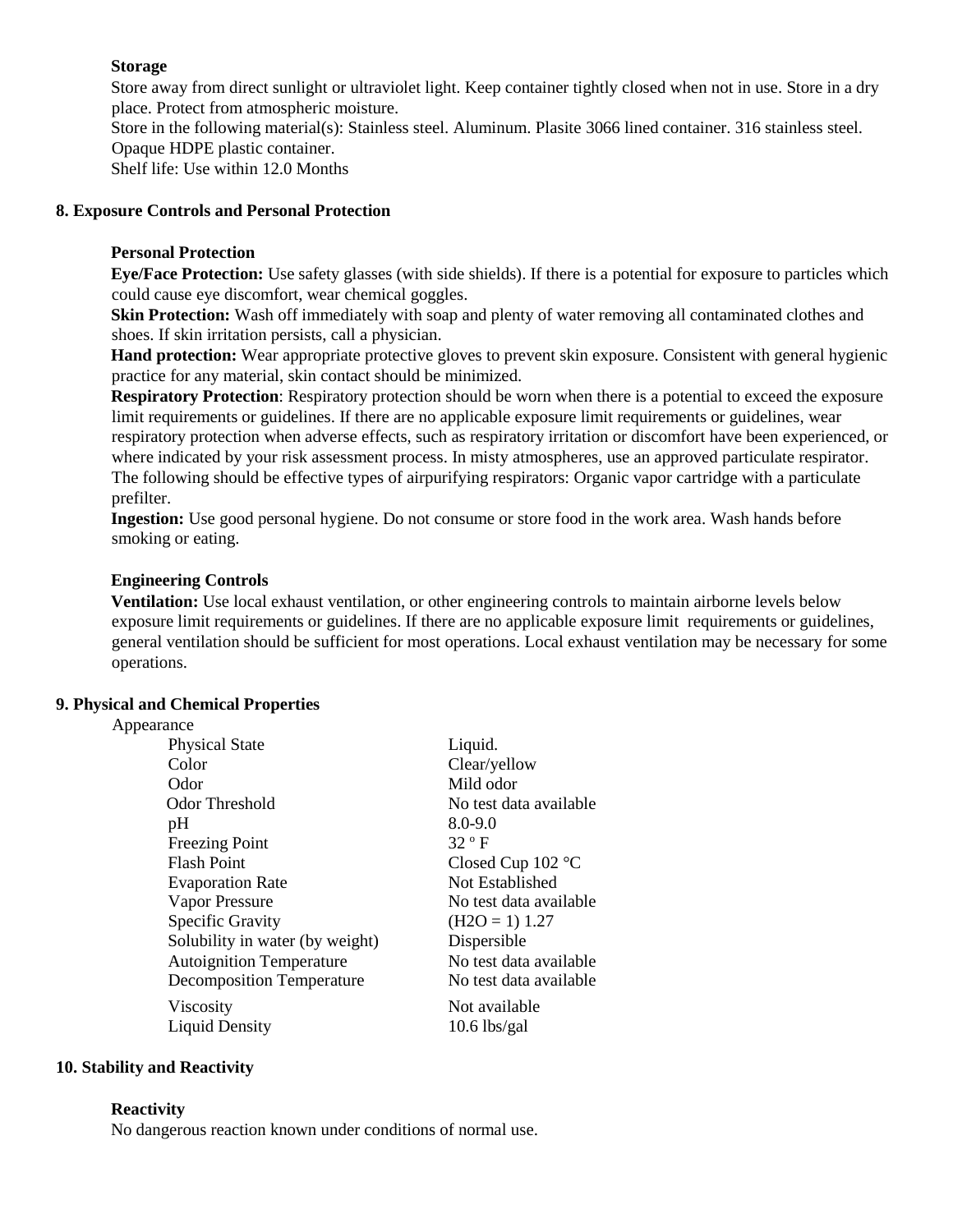**Storage**

Store away from direct sunlight or ultraviolet light. Keep container tightly closed when not in use. Store in a dry place. Protect from atmospheric moisture.

Store in the following material(s): Stainless steel. Aluminum. Plasite 3066 lined container. 316 stainless steel. Opaque HDPE plastic container.

Shelf life: Use within 12.0 Months

## 8. Exposure Controls and Personal Protection

**Personal Protection**

**Eye/Face Protection:** Use safety glasses (with side shields). If there is a potential for exposure to particles which could cause eye discomfort, wear chemical goggles.

**Skin Protection:** Wash off immediately with soap and plenty of water removing all contaminated clothes and shoes. If skin irritation persists, call a physician.

**Hand protection:** Wear appropriate protective gloves to prevent skin exposure. Consistent with general hygienic practice for any material, skin contact should be minimized.

**Respiratory Protection**: Respiratory protection should be worn when there is a potential to exceed the exposure limit requirements or guidelines. If there are no applicable exposure limit requirements or guidelines, wear respiratory protection when adverse effects, such as respiratory irritation or discomfort have been experienced, or where indicated by your risk assessment process. In misty atmospheres, use an approved particulate respirator. The following should be effective types of airpurifying respirators: Organic vapor cartridge with a particulate prefilter.

**Ingestion:** Use good personal hygiene. Do not consume or store food in the work area. Wash hands before smoking or eating.

**Engineering Controls**

**Ventilation:** Use local exhaust ventilation, or other engineering controls to maintain airborne levels below exposure limit requirements or guidelines. If there are no applicable exposure limit requirements or guidelines, general ventilation should be sufficient for most operations. Local exhaust ventilation may be necessary for some operations.

## 9. Physical and Chemical Properties

Appearance

| | |
|---|---|
| Physical State | Liquid. |
| Color | Clear/yellow |
| Odor | Mild odor |
| Odor Threshold | No test data available |
| pH | 8.0-9.0 |
| Freezing Point | 32 º F |
| Flash Point | Closed Cup 102 °C |
| Evaporation Rate | Not Established |
| Vapor Pressure | No test data available |
| Specific Gravity | ($H_2O$ = 1) 1.27 |
| Solubility in water (by weight) | Dispersible |
| Autoignition Temperature | No test data available |
| Decomposition Temperature | No test data available |
| Viscosity | Not available |
| Liquid Density | 10.6 lbs/gal |

## 10. Stability and Reactivity

**Reactivity**

No dangerous reaction known under conditions of normal use.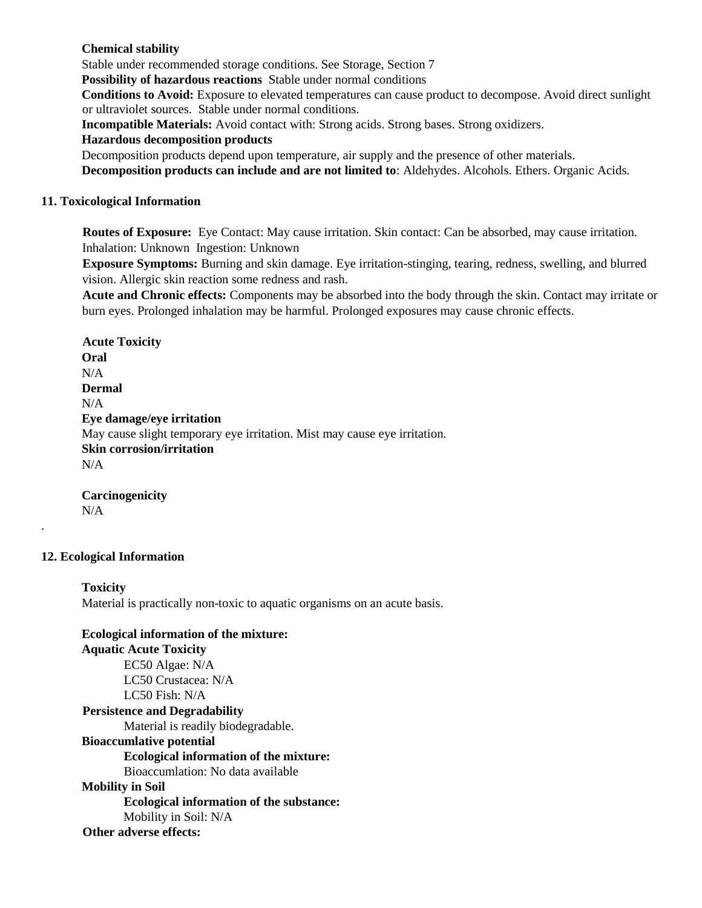**Chemical stability**

Stable under recommended storage conditions. See Storage, Section 7

**Possibility of hazardous reactions** Stable under normal conditions

**Conditions to Avoid:** Exposure to elevated temperatures can cause product to decompose. Avoid direct sunlight or ultraviolet sources. Stable under normal conditions.

**Incompatible Materials:** Avoid contact with: Strong acids. Strong bases. Strong oxidizers.

**Hazardous decomposition products**

Decomposition products depend upon temperature, air supply and the presence of other materials.

**Decomposition products can include and are not limited to**: Aldehydes. Alcohols. Ethers. Organic Acids.

## 11. Toxicological Information

**Routes of Exposure:** Eye Contact: May cause irritation. Skin contact: Can be absorbed, may cause irritation. Inhalation: Unknown Ingestion: Unknown

**Exposure Symptoms:** Burning and skin damage. Eye irritation-stinging, tearing, redness, swelling, and blurred vision. Allergic skin reaction some redness and rash.

**Acute and Chronic effects:** Components may be absorbed into the body through the skin. Contact may irritate or burn eyes. Prolonged inhalation may be harmful. Prolonged exposures may cause chronic effects.

**Acute Toxicity**

**Oral**

N/A

**Dermal**

N/A

**Eye damage/eye irritation**

May cause slight temporary eye irritation. Mist may cause eye irritation.

**Skin corrosion/irritation**

N/A

**Carcinogenicity**

N/A

## 12. Ecological Information

**Toxicity**

Material is practically non-toxic to aquatic organisms on an acute basis.

**Ecological information of the mixture:**

**Aquatic Acute Toxicity**

EC50 Algae: N/A

LC50 Crustacea: N/A

LC50 Fish: N/A

**Persistence and Degradability**

Material is readily biodegradable.

**Bioaccumlative potential**

**Ecological information of the mixture:**

Bioaccumlation: No data available

**Mobility in Soil**

**Ecological information of the substance:**

Mobility in Soil: N/A

**Other adverse effects:**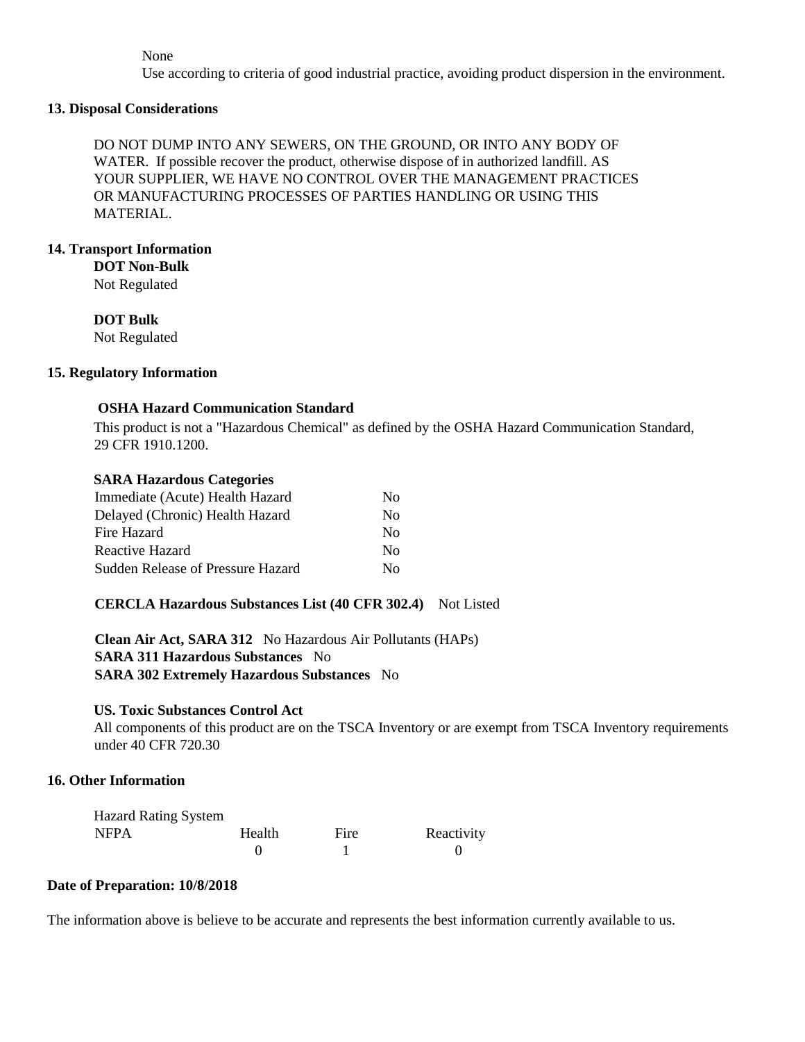None

Use according to criteria of good industrial practice, avoiding product dispersion in the environment.

## 13. Disposal Considerations

DO NOT DUMP INTO ANY SEWERS, ON THE GROUND, OR INTO ANY BODY OF WATER. If possible recover the product, otherwise dispose of in authorized landfill. AS YOUR SUPPLIER, WE HAVE NO CONTROL OVER THE MANAGEMENT PRACTICES OR MANUFACTURING PROCESSES OF PARTIES HANDLING OR USING THIS MATERIAL.

## 14. Transport Information

**DOT Non-Bulk**

Not Regulated

**DOT Bulk**

Not Regulated

## 15. Regulatory Information

**OSHA Hazard Communication Standard**

This product is not a "Hazardous Chemical" as defined by the OSHA Hazard Communication Standard, 29 CFR 1910.1200.

**SARA Hazardous Categories**

| | |
|---|---|
| Immediate (Acute) Health Hazard | No |
| Delayed (Chronic) Health Hazard | No |
| Fire Hazard | No |
| Reactive Hazard | No |
| Sudden Release of Pressure Hazard | No |

**CERCLA Hazardous Substances List (40 CFR 302.4)** Not Listed

**Clean Air Act, SARA 312** No Hazardous Air Pollutants (HAPs)
**SARA 311 Hazardous Substances** No
**SARA 302 Extremely Hazardous Substances** No

**US. Toxic Substances Control Act**

All components of this product are on the TSCA Inventory or are exempt from TSCA Inventory requirements under 40 CFR 720.30

## 16. Other Information

Hazard Rating System

| NFPA | Health | Fire | Reactivity |
|---|---|---|---|
| | 0 | 1 | 0 |

**Date of Preparation: 10/8/2018**

The information above is believe to be accurate and represents the best information currently available to us.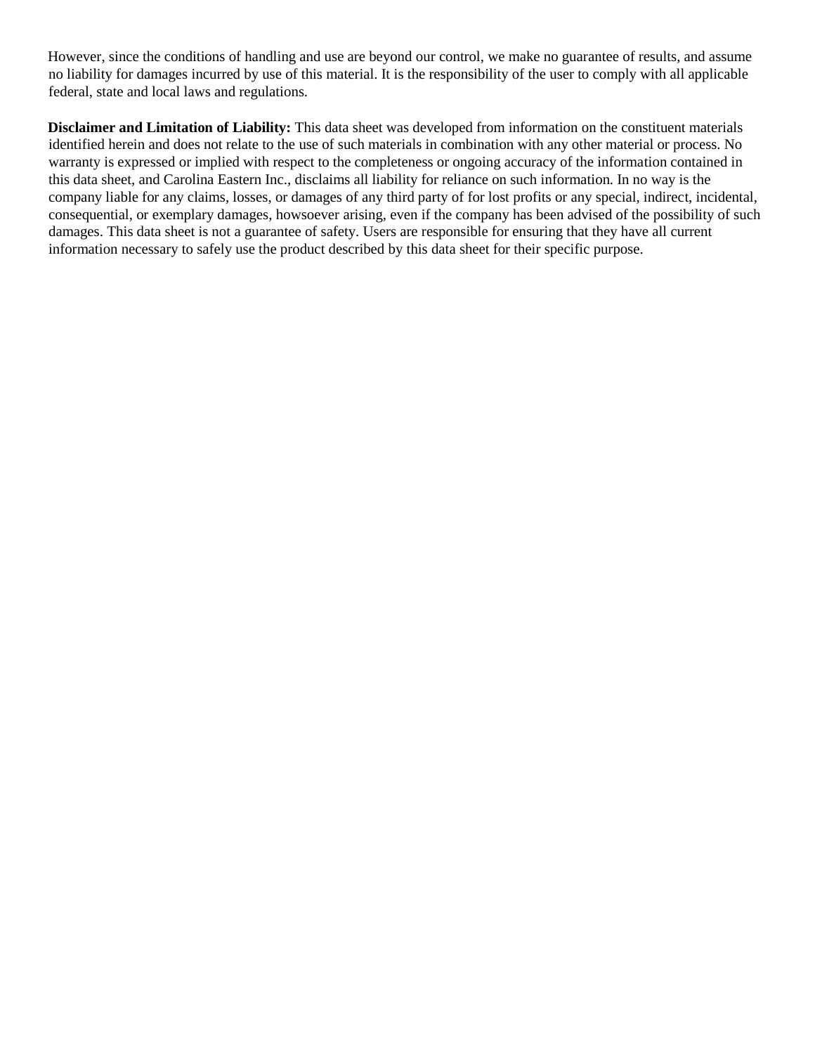However, since the conditions of handling and use are beyond our control, we make no guarantee of results, and assume no liability for damages incurred by use of this material. It is the responsibility of the user to comply with all applicable federal, state and local laws and regulations.

**Disclaimer and Limitation of Liability:** This data sheet was developed from information on the constituent materials identified herein and does not relate to the use of such materials in combination with any other material or process. No warranty is expressed or implied with respect to the completeness or ongoing accuracy of the information contained in this data sheet, and Carolina Eastern Inc., disclaims all liability for reliance on such information. In no way is the company liable for any claims, losses, or damages of any third party of for lost profits or any special, indirect, incidental, consequential, or exemplary damages, howsoever arising, even if the company has been advised of the possibility of such damages. This data sheet is not a guarantee of safety. Users are responsible for ensuring that they have all current information necessary to safely use the product described by this data sheet for their specific purpose.